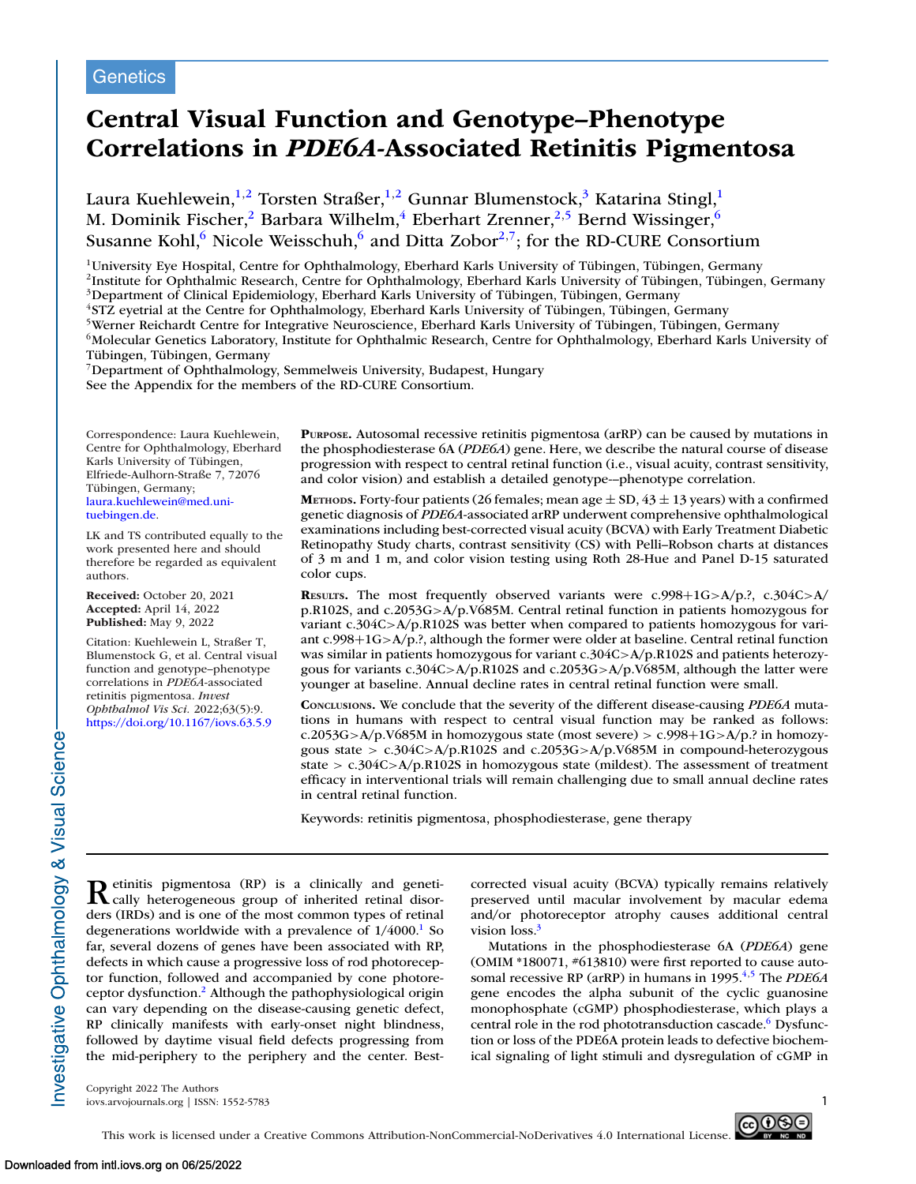Genetics

# Central Visual Function and Genotype–Phenotype Correlations in *PDE6A*-Associated Retinitis Pigmentosa

Laura Kuehlewein,[1,2] Torsten Straßer,[1,2] Gunnar Blumenstock,[3] Katarina Stingl,[1] M. Dominik Fischer,[2] Barbara Wilhelm,[4] Eberhart Zrenner,[2,5] Bernd Wissinger,[6] Susanne Kohl,[6] Nicole Weisschuh,[6] and Ditta Zobor[2,7]; for the RD-CURE Consortium

[1]University Eye Hospital, Centre for Ophthalmology, Eberhard Karls University of Tübingen, Tübingen, Germany
[2]Institute for Ophthalmic Research, Centre for Ophthalmology, Eberhard Karls University of Tübingen, Tübingen, Germany
[3]Department of Clinical Epidemiology, Eberhard Karls University of Tübingen, Tübingen, Germany
[4]STZ eyetrial at the Centre for Ophthalmology, Eberhard Karls University of Tübingen, Tübingen, Germany
[5]Werner Reichardt Centre for Integrative Neuroscience, Eberhard Karls University of Tübingen, Tübingen, Germany
[6]Molecular Genetics Laboratory, Institute for Ophthalmic Research, Centre for Ophthalmology, Eberhard Karls University of Tübingen, Tübingen, Germany
[7]Department of Ophthalmology, Semmelweis University, Budapest, Hungary
See the Appendix for the members of the RD-CURE Consortium.

Correspondence: Laura Kuehlewein, Centre for Ophthalmology, Eberhard Karls University of Tübingen, Elfriede-Aulhorn-Straße 7, 72076 Tübingen, Germany; laura.kuehlewein@med.uni-tuebingen.de.

LK and TS contributed equally to the work presented here and should therefore be regarded as equivalent authors.

**Received:** October 20, 2021
**Accepted:** April 14, 2022
**Published:** May 9, 2022

Citation: Kuehlewein L, Straßer T, Blumenstock G, et al. Central visual function and genotype–phenotype correlations in *PDE6A*-associated retinitis pigmentosa. *Invest Ophthalmol Vis Sci.* 2022;63(5):9. https://doi.org/10.1167/iovs.63.5.9

**Purpose.** Autosomal recessive retinitis pigmentosa (arRP) can be caused by mutations in the phosphodiesterase 6A (*PDE6A*) gene. Here, we describe the natural course of disease progression with respect to central retinal function (i.e., visual acuity, contrast sensitivity, and color vision) and establish a detailed genotype-–phenotype correlation.

**Methods.** Forty-four patients (26 females; mean age ± SD, 43 ± 13 years) with a confirmed genetic diagnosis of *PDE6A*-associated arRP underwent comprehensive ophthalmological examinations including best-corrected visual acuity (BCVA) with Early Treatment Diabetic Retinopathy Study charts, contrast sensitivity (CS) with Pelli–Robson charts at distances of 3 m and 1 m, and color vision testing using Roth 28-Hue and Panel D-15 saturated color cups.

**Results.** The most frequently observed variants were c.998+1G>A/p.?, c.304C>A/p.R102S, and c.2053G>A/p.V685M. Central retinal function in patients homozygous for variant c.304C>A/p.R102S was better when compared to patients homozygous for variant c.998+1G>A/p.?, although the former were older at baseline. Central retinal function was similar in patients homozygous for variant c.304C>A/p.R102S and patients heterozygous for variants c.304C>A/p.R102S and c.2053G>A/p.V685M, although the latter were younger at baseline. Annual decline rates in central retinal function were small.

**Conclusions.** We conclude that the severity of the different disease-causing *PDE6A* mutations in humans with respect to central visual function may be ranked as follows: c.2053G>A/p.V685M in homozygous state (most severe) > c.998+1G>A/p.? in homozygous state > c.304C>A/p.R102S and c.2053G>A/p.V685M in compound-heterozygous state > c.304C>A/p.R102S in homozygous state (mildest). The assessment of treatment efficacy in interventional trials will remain challenging due to small annual decline rates in central retinal function.

Keywords: retinitis pigmentosa, phosphodiesterase, gene therapy

Retinitis pigmentosa (RP) is a clinically and genetically heterogeneous group of inherited retinal disorders (IRDs) and is one of the most common types of retinal degenerations worldwide with a prevalence of 1/4000.[1] So far, several dozens of genes have been associated with RP, defects in which cause a progressive loss of rod photoreceptor function, followed and accompanied by cone photoreceptor dysfunction.[2] Although the pathophysiological origin can vary depending on the disease-causing genetic defect, RP clinically manifests with early-onset night blindness, followed by daytime visual field defects progressing from the mid-periphery to the periphery and the center. Best-corrected visual acuity (BCVA) typically remains relatively preserved until macular involvement by macular edema and/or photoreceptor atrophy causes additional central vision loss.[3]

Mutations in the phosphodiesterase 6A (*PDE6A*) gene (OMIM *180071, #613810) were first reported to cause autosomal recessive RP (arRP) in humans in 1995.[4,5] The *PDE6A* gene encodes the alpha subunit of the cyclic guanosine monophosphate (cGMP) phosphodiesterase, which plays a central role in the rod phototransduction cascade.[6] Dysfunction or loss of the PDE6A protein leads to defective biochemical signaling of light stimuli and dysregulation of cGMP in

Copyright 2022 The Authors
iovs.arvojournals.org | ISSN: 1552-5783

This work is licensed under a Creative Commons Attribution-NonCommercial-NoDerivatives 4.0 International License.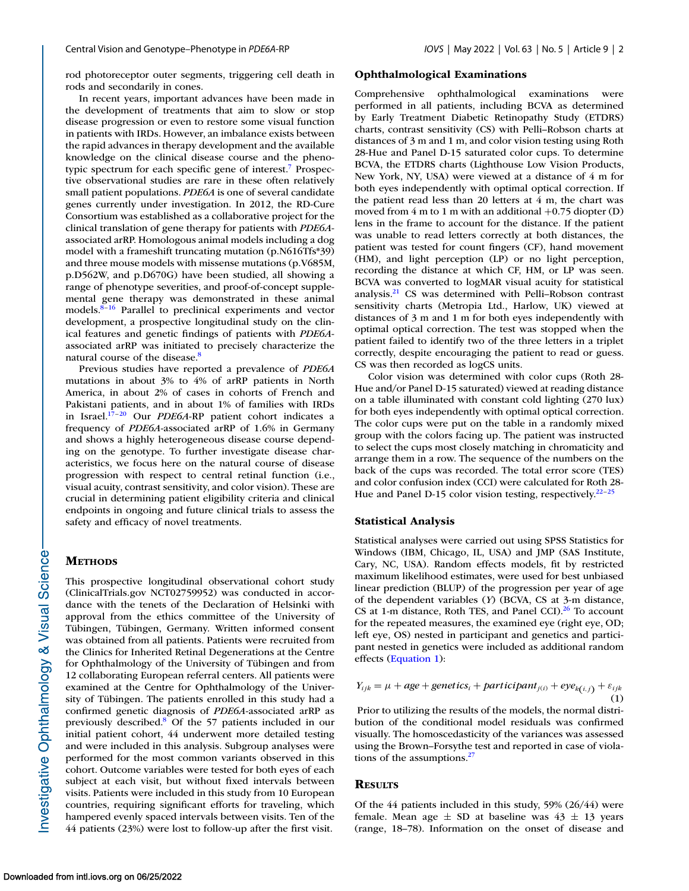rod photoreceptor outer segments, triggering cell death in rods and secondarily in cones.

In recent years, important advances have been made in the development of treatments that aim to slow or stop disease progression or even to restore some visual function in patients with IRDs. However, an imbalance exists between the rapid advances in therapy development and the available knowledge on the clinical disease course and the phenotypic spectrum for each specific gene of interest.[7] Prospective observational studies are rare in these often relatively small patient populations. *PDE6A* is one of several candidate genes currently under investigation. In 2012, the RD-Cure Consortium was established as a collaborative project for the clinical translation of gene therapy for patients with *PDE6A*-associated arRP. Homologous animal models including a dog model with a frameshift truncating mutation (p.N616Tfs*39) and three mouse models with missense mutations (p.V685M, p.D562W, and p.D670G) have been studied, all showing a range of phenotype severities, and proof-of-concept supplemental gene therapy was demonstrated in these animal models.[8–16] Parallel to preclinical experiments and vector development, a prospective longitudinal study on the clinical features and genetic findings of patients with *PDE6A*-associated arRP was initiated to precisely characterize the natural course of the disease.[8]

Previous studies have reported a prevalence of *PDE6A* mutations in about 3% to 4% of arRP patients in North America, in about 2% of cases in cohorts of French and Pakistani patients, and in about 1% of families with IRDs in Israel.[17–20] Our *PDE6A*-RP patient cohort indicates a frequency of *PDE6A*-associated arRP of 1.6% in Germany and shows a highly heterogeneous disease course depending on the genotype. To further investigate disease characteristics, we focus here on the natural course of disease progression with respect to central retinal function (i.e., visual acuity, contrast sensitivity, and color vision). These are crucial in determining patient eligibility criteria and clinical endpoints in ongoing and future clinical trials to assess the safety and efficacy of novel treatments.

## Methods

This prospective longitudinal observational cohort study (ClinicalTrials.gov NCT02759952) was conducted in accordance with the tenets of the Declaration of Helsinki with approval from the ethics committee of the University of Tübingen, Tübingen, Germany. Written informed consent was obtained from all patients. Patients were recruited from the Clinics for Inherited Retinal Degenerations at the Centre for Ophthalmology of the University of Tübingen and from 12 collaborating European referral centers. All patients were examined at the Centre for Ophthalmology of the University of Tübingen. The patients enrolled in this study had a confirmed genetic diagnosis of *PDE6A*-associated arRP as previously described.[8] Of the 57 patients included in our initial patient cohort, 44 underwent more detailed testing and were included in this analysis. Subgroup analyses were performed for the most common variants observed in this cohort. Outcome variables were tested for both eyes of each subject at each visit, but without fixed intervals between visits. Patients were included in this study from 10 European countries, requiring significant efforts for traveling, which hampered evenly spaced intervals between visits. Ten of the 44 patients (23%) were lost to follow-up after the first visit.

### Ophthalmological Examinations

Comprehensive ophthalmological examinations were performed in all patients, including BCVA as determined by Early Treatment Diabetic Retinopathy Study (ETDRS) charts, contrast sensitivity (CS) with Pelli–Robson charts at distances of 3 m and 1 m, and color vision testing using Roth 28-Hue and Panel D-15 saturated color cups. To determine BCVA, the ETDRS charts (Lighthouse Low Vision Products, New York, NY, USA) were viewed at a distance of 4 m for both eyes independently with optimal optical correction. If the patient read less than 20 letters at 4 m, the chart was moved from 4 m to 1 m with an additional +0.75 diopter (D) lens in the frame to account for the distance. If the patient was unable to read letters correctly at both distances, the patient was tested for count fingers (CF), hand movement (HM), and light perception (LP) or no light perception, recording the distance at which CF, HM, or LP was seen. BCVA was converted to logMAR visual acuity for statistical analysis.[21] CS was determined with Pelli–Robson contrast sensitivity charts (Metropia Ltd., Harlow, UK) viewed at distances of 3 m and 1 m for both eyes independently with optimal optical correction. The test was stopped when the patient failed to identify two of the three letters in a triplet correctly, despite encouraging the patient to read or guess. CS was then recorded as logCS units.

Color vision was determined with color cups (Roth 28-Hue and/or Panel D-15 saturated) viewed at reading distance on a table illuminated with constant cold lighting (270 lux) for both eyes independently with optimal optical correction. The color cups were put on the table in a randomly mixed group with the colors facing up. The patient was instructed to select the cups most closely matching in chromaticity and arrange them in a row. The sequence of the numbers on the back of the cups was recorded. The total error score (TES) and color confusion index (CCI) were calculated for Roth 28-Hue and Panel D-15 color vision testing, respectively.[22–25]

### Statistical Analysis

Statistical analyses were carried out using SPSS Statistics for Windows (IBM, Chicago, IL, USA) and JMP (SAS Institute, Cary, NC, USA). Random effects models, fit by restricted maximum likelihood estimates, were used for best unbiased linear prediction (BLUP) of the progression per year of age of the dependent variables ($Y$) (BCVA, CS at 3-m distance, CS at 1-m distance, Roth TES, and Panel CCI).[26] To account for the repeated measures, the examined eye (right eye, OD; left eye, OS) nested in participant and genetics and participant nested in genetics were included as additional random effects (Equation 1):

$$Y_{ijk} = \mu + age + genetics_i + participant_{j(i)} + eye_{k(i,j)} + \varepsilon_{ijk} \quad (1)$$

Prior to utilizing the results of the models, the normal distribution of the conditional model residuals was confirmed visually. The homoscedasticity of the variances was assessed using the Brown–Forsythe test and reported in case of violations of the assumptions.[27]

## Results

Of the 44 patients included in this study, 59% (26/44) were female. Mean age ± SD at baseline was 43 ± 13 years (range, 18–78). Information on the onset of disease and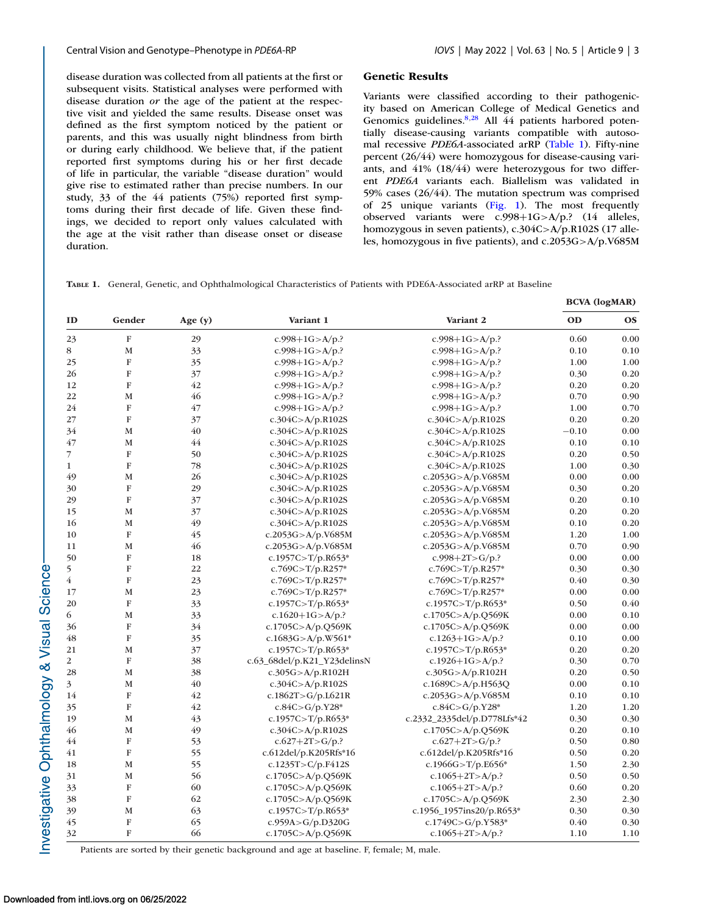disease duration was collected from all patients at the first or subsequent visits. Statistical analyses were performed with disease duration *or* the age of the patient at the respective visit and yielded the same results. Disease onset was defined as the first symptom noticed by the patient or parents, and this was usually night blindness from birth or during early childhood. We believe that, if the patient reported first symptoms during his or her first decade of life in particular, the variable "disease duration" would give rise to estimated rather than precise numbers. In our study, 33 of the 44 patients (75%) reported first symptoms during their first decade of life. Given these findings, we decided to report only values calculated with the age at the visit rather than disease onset or disease duration.

## Genetic Results

Variants were classified according to their pathogenicity based on American College of Medical Genetics and Genomics guidelines.[8,28] All 44 patients harbored potentially disease-causing variants compatible with autosomal recessive *PDE6A*-associated arRP (Table 1). Fifty-nine percent (26/44) were homozygous for disease-causing variants, and 41% (18/44) were heterozygous for two different *PDE6A* variants each. Biallelism was validated in 59% cases (26/44). The mutation spectrum was comprised of 25 unique variants (Fig. 1). The most frequently observed variants were c.998+1G>A/p.? (14 alleles, homozygous in seven patients), c.304C>A/p.R102S (17 alleles, homozygous in five patients), and c.2053G>A/p.V685M

**Table 1.** General, Genetic, and Ophthalmological Characteristics of Patients with PDE6A-Associated arRP at Baseline

| ID | Gender | Age (y) | Variant 1 | Variant 2 | BCVA (logMAR) | |
|---|---|---|---|---|---|---|
| | | | | | OD | OS |
| 23 | F | 29 | c.998+1G>A/p.? | c.998+1G>A/p.? | 0.60 | 0.00 |
| 8 | M | 33 | c.998+1G>A/p.? | c.998+1G>A/p.? | 0.10 | 0.10 |
| 25 | F | 35 | c.998+1G>A/p.? | c.998+1G>A/p.? | 1.00 | 1.00 |
| 26 | F | 37 | c.998+1G>A/p.? | c.998+1G>A/p.? | 0.30 | 0.20 |
| 12 | F | 42 | c.998+1G>A/p.? | c.998+1G>A/p.? | 0.20 | 0.20 |
| 22 | M | 46 | c.998+1G>A/p.? | c.998+1G>A/p.? | 0.70 | 0.90 |
| 24 | F | 47 | c.998+1G>A/p.? | c.998+1G>A/p.? | 1.00 | 0.70 |
| 27 | F | 37 | c.304C>A/p.R102S | c.304C>A/p.R102S | 0.20 | 0.20 |
| 34 | M | 40 | c.304C>A/p.R102S | c.304C>A/p.R102S | −0.10 | 0.00 |
| 47 | M | 44 | c.304C>A/p.R102S | c.304C>A/p.R102S | 0.10 | 0.10 |
| 7 | F | 50 | c.304C>A/p.R102S | c.304C>A/p.R102S | 0.20 | 0.50 |
| 1 | F | 78 | c.304C>A/p.R102S | c.304C>A/p.R102S | 1.00 | 0.30 |
| 49 | M | 26 | c.304C>A/p.R102S | c.2053G>A/p.V685M | 0.00 | 0.00 |
| 30 | F | 29 | c.304C>A/p.R102S | c.2053G>A/p.V685M | 0.30 | 0.20 |
| 29 | F | 37 | c.304C>A/p.R102S | c.2053G>A/p.V685M | 0.20 | 0.10 |
| 15 | M | 37 | c.304C>A/p.R102S | c.2053G>A/p.V685M | 0.20 | 0.20 |
| 16 | M | 49 | c.304C>A/p.R102S | c.2053G>A/p.V685M | 0.10 | 0.20 |
| 10 | F | 45 | c.2053G>A/p.V685M | c.2053G>A/p.V685M | 1.20 | 1.00 |
| 11 | M | 46 | c.2053G>A/p.V685M | c.2053G>A/p.V685M | 0.70 | 0.90 |
| 50 | F | 18 | c.1957C>T/p.R653* | c.998+2T>G/p.? | 0.00 | 0.00 |
| 5 | F | 22 | c.769C>T/p.R257* | c.769C>T/p.R257* | 0.30 | 0.30 |
| 4 | F | 23 | c.769C>T/p.R257* | c.769C>T/p.R257* | 0.40 | 0.30 |
| 17 | M | 23 | c.769C>T/p.R257* | c.769C>T/p.R257* | 0.00 | 0.00 |
| 20 | F | 33 | c.1957C>T/p.R653* | c.1957C>T/p.R653* | 0.50 | 0.40 |
| 6 | M | 33 | c.1620+1G>A/p.? | c.1705C>A/p.Q569K | 0.00 | 0.10 |
| 36 | F | 34 | c.1705C>A/p.Q569K | c.1705C>A/p.Q569K | 0.00 | 0.00 |
| 48 | F | 35 | c.1683G>A/p.W561* | c.1263+1G>A/p.? | 0.10 | 0.00 |
| 21 | M | 37 | c.1957C>T/p.R653* | c.1957C>T/p.R653* | 0.20 | 0.20 |
| 2 | F | 38 | c.63_68del/p.K21_Y23delinsN | c.1926+1G>A/p.? | 0.30 | 0.70 |
| 28 | M | 38 | c.305G>A/p.R102H | c.305G>A/p.R102H | 0.20 | 0.50 |
| 3 | M | 40 | c.304C>A/p.R102S | c.1689C>A/p.H563Q | 0.00 | 0.10 |
| 14 | F | 42 | c.1862T>G/p.L621R | c.2053G>A/p.V685M | 0.10 | 0.10 |
| 35 | F | 42 | c.84C>G/p.Y28* | c.84C>G/p.Y28* | 1.20 | 1.20 |
| 19 | M | 43 | c.1957C>T/p.R653* | c.2332_2335del/p.D778Lfs*42 | 0.30 | 0.30 |
| 46 | M | 49 | c.304C>A/p.R102S | c.1705C>A/p.Q569K | 0.20 | 0.10 |
| 44 | F | 53 | c.627+2T>G/p.? | c.627+2T>G/p.? | 0.50 | 0.80 |
| 41 | F | 55 | c.612del/p.K205Rfs*16 | c.612del/p.K205Rfs*16 | 0.50 | 0.20 |
| 18 | M | 55 | c.1235T>C/p.F412S | c.1966G>T/p.E656* | 1.50 | 2.30 |
| 31 | M | 56 | c.1705C>A/p.Q569K | c.1065+2T>A/p.? | 0.50 | 0.50 |
| 33 | F | 60 | c.1705C>A/p.Q569K | c.1065+2T>A/p.? | 0.60 | 0.20 |
| 38 | F | 62 | c.1705C>A/p.Q569K | c.1705C>A/p.Q569K | 2.30 | 2.30 |
| 39 | M | 63 | c.1957C>T/p.R653* | c.1956_1957ins20/p.R653* | 0.30 | 0.30 |
| 45 | F | 65 | c.959A>G/p.D320G | c.1749C>G/p.Y583* | 0.40 | 0.30 |
| 32 | F | 66 | c.1705C>A/p.Q569K | c.1065+2T>A/p.? | 1.10 | 1.10 |

Patients are sorted by their genetic background and age at baseline. F, female; M, male.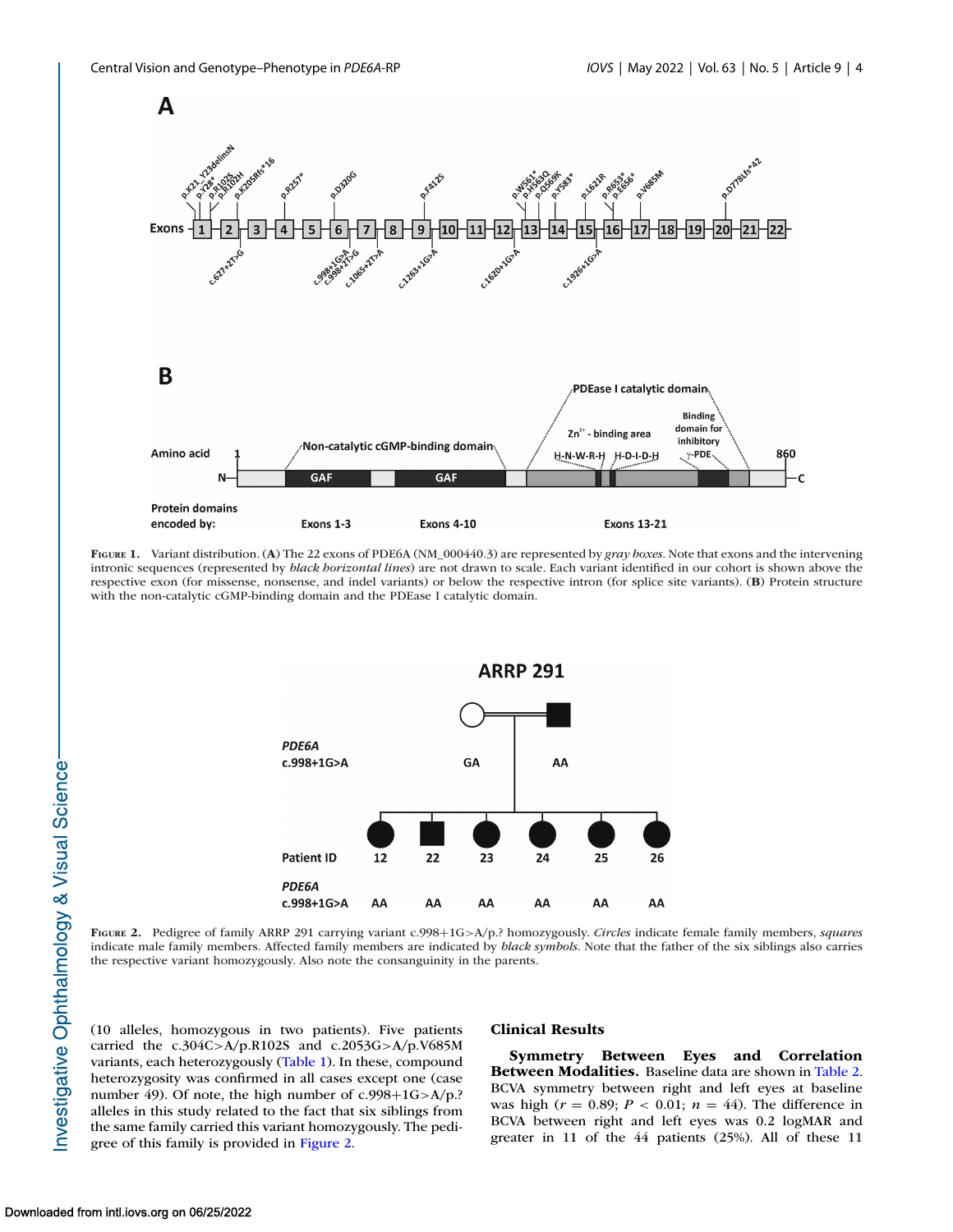**Figure 1.** Variant distribution. (**A**) The 22 exons of PDE6A (NM_000440.3) are represented by *gray boxes*. Note that exons and the intervening intronic sequences (represented by *black horizontal lines*) are not drawn to scale. Each variant identified in our cohort is shown above the respective exon (for missense, nonsense, and indel variants) or below the respective intron (for splice site variants). (**B**) Protein structure with the non-catalytic cGMP-binding domain and the PDEase I catalytic domain.

**Figure 2.** Pedigree of family ARRP 291 carrying variant c.998+1G>A/p.? homozygously. *Circles* indicate female family members, *squares* indicate male family members. Affected family members are indicated by *black symbols*. Note that the father of the six siblings also carries the respective variant homozygously. Also note the consanguinity in the parents.

(10 alleles, homozygous in two patients). Five patients carried the c.304C>A/p.R102S and c.2053G>A/p.V685M variants, each heterozygously (Table 1). In these, compound heterozygosity was confirmed in all cases except one (case number 49). Of note, the high number of c.998+1G>A/p.? alleles in this study related to the fact that six siblings from the same family carried this variant homozygously. The pedigree of this family is provided in Figure 2.

## Clinical Results

**Symmetry Between Eyes and Correlation Between Modalities.** Baseline data are shown in Table 2. BCVA symmetry between right and left eyes at baseline was high ($r = 0.89$; $P < 0.01$; $n = 44$). The difference in BCVA between right and left eyes was 0.2 logMAR and greater in 11 of the 44 patients (25%). All of these 11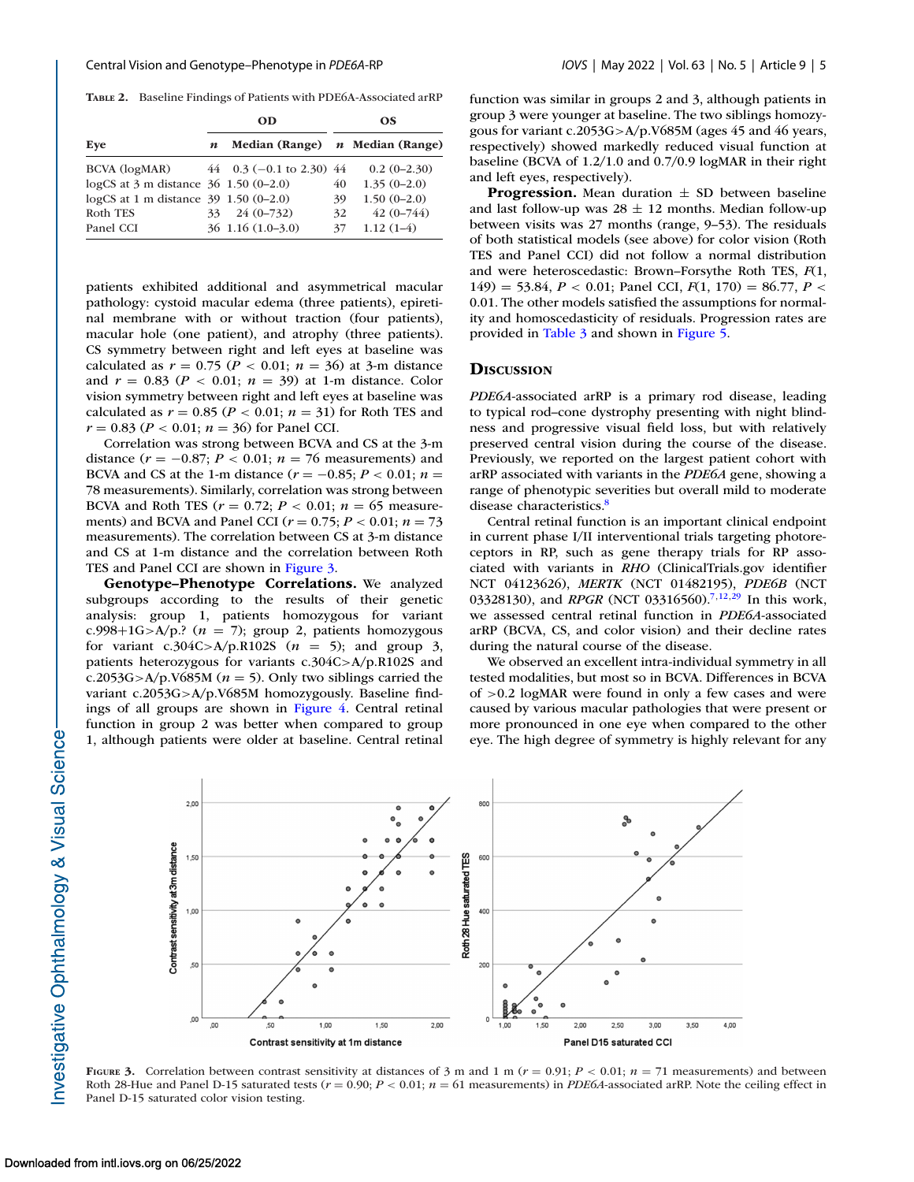**TABLE 2.** Baseline Findings of Patients with PDE6A-Associated arRP

| | OD | | OS | |
|---|---|---|---|---|
| Eye | *n* | Median (Range) | *n* | Median (Range) |
| BCVA (logMAR) | 44 | 0.3 (−0.1 to 2.30) | 44 | 0.2 (0–2.30) |
| logCS at 3 m distance | 36 | 1.50 (0–2.0) | 40 | 1.35 (0–2.0) |
| logCS at 1 m distance | 39 | 1.50 (0–2.0) | 39 | 1.50 (0–2.0) |
| Roth TES | 33 | 24 (0–732) | 32 | 42 (0–744) |
| Panel CCI | 36 | 1.16 (1.0–3.0) | 37 | 1.12 (1–4) |

patients exhibited additional and asymmetrical macular pathology: cystoid macular edema (three patients), epiretinal membrane with or without traction (four patients), macular hole (one patient), and atrophy (three patients). CS symmetry between right and left eyes at baseline was calculated as $r = 0.75$ ($P < 0.01$; $n = 36$) at 3-m distance and $r = 0.83$ ($P < 0.01$; $n = 39$) at 1-m distance. Color vision symmetry between right and left eyes at baseline was calculated as $r = 0.85$ ($P < 0.01$; $n = 31$) for Roth TES and $r = 0.83$ ($P < 0.01$; $n = 36$) for Panel CCI.

Correlation was strong between BCVA and CS at the 3-m distance ($r = -0.87$; $P < 0.01$; $n = 76$ measurements) and BCVA and CS at the 1-m distance ($r = -0.85$; $P < 0.01$; $n = 78$ measurements). Similarly, correlation was strong between BCVA and Roth TES ($r = 0.72$; $P < 0.01$; $n = 65$ measurements) and BCVA and Panel CCI ($r = 0.75$; $P < 0.01$; $n = 73$ measurements). The correlation between CS at 3-m distance and CS at 1-m distance and the correlation between Roth TES and Panel CCI are shown in Figure 3.

**Genotype–Phenotype Correlations.** We analyzed subgroups according to the results of their genetic analysis: group 1, patients homozygous for variant c.998+1G>A/p.? ($n = 7$); group 2, patients homozygous for variant c.304C>A/p.R102S ($n = 5$); and group 3, patients heterozygous for variants c.304C>A/p.R102S and c.2053G>A/p.V685M ($n = 5$). Only two siblings carried the variant c.2053G>A/p.V685M homozygously. Baseline findings of all groups are shown in Figure 4. Central retinal function in group 2 was better when compared to group 1, although patients were older at baseline. Central retinal function was similar in groups 2 and 3, although patients in group 3 were younger at baseline. The two siblings homozygous for variant c.2053G>A/p.V685M (ages 45 and 46 years, respectively) showed markedly reduced visual function at baseline (BCVA of 1.2/1.0 and 0.7/0.9 logMAR in their right and left eyes, respectively).

**Progression.** Mean duration ± SD between baseline and last follow-up was 28 ± 12 months. Median follow-up between visits was 27 months (range, 9–53). The residuals of both statistical models (see above) for color vision (Roth TES and Panel CCI) did not follow a normal distribution and were heteroscedastic: Brown–Forsythe Roth TES, $F(1, 149) = 53.84$, $P < 0.01$; Panel CCI, $F(1, 170) = 86.77$, $P < 0.01$. The other models satisfied the assumptions for normality and homoscedasticity of residuals. Progression rates are provided in Table 3 and shown in Figure 5.

## DISCUSSION

*PDE6A*-associated arRP is a primary rod disease, leading to typical rod–cone dystrophy presenting with night blindness and progressive visual field loss, but with relatively preserved central vision during the course of the disease. Previously, we reported on the largest patient cohort with arRP associated with variants in the *PDE6A* gene, showing a range of phenotypic severities but overall mild to moderate disease characteristics.[8]

Central retinal function is an important clinical endpoint in current phase I/II interventional trials targeting photoreceptors in RP, such as gene therapy trials for RP associated with variants in *RHO* (ClinicalTrials.gov identifier NCT 04123626), *MERTK* (NCT 01482195), *PDE6B* (NCT 03328130), and *RPGR* (NCT 03316560).[7,12,29] In this work, we assessed central retinal function in *PDE6A*-associated arRP (BCVA, CS, and color vision) and their decline rates during the natural course of the disease.

We observed an excellent intra-individual symmetry in all tested modalities, but most so in BCVA. Differences in BCVA of >0.2 logMAR were found in only a few cases and were caused by various macular pathologies that were present or more pronounced in one eye when compared to the other eye. The high degree of symmetry is highly relevant for any

**FIGURE 3.** Correlation between contrast sensitivity at distances of 3 m and 1 m ($r = 0.91$; $P < 0.01$; $n = 71$ measurements) and between Roth 28-Hue and Panel D-15 saturated tests ($r = 0.90$; $P < 0.01$; $n = 61$ measurements) in *PDE6A*-associated arRP. Note the ceiling effect in Panel D-15 saturated color vision testing.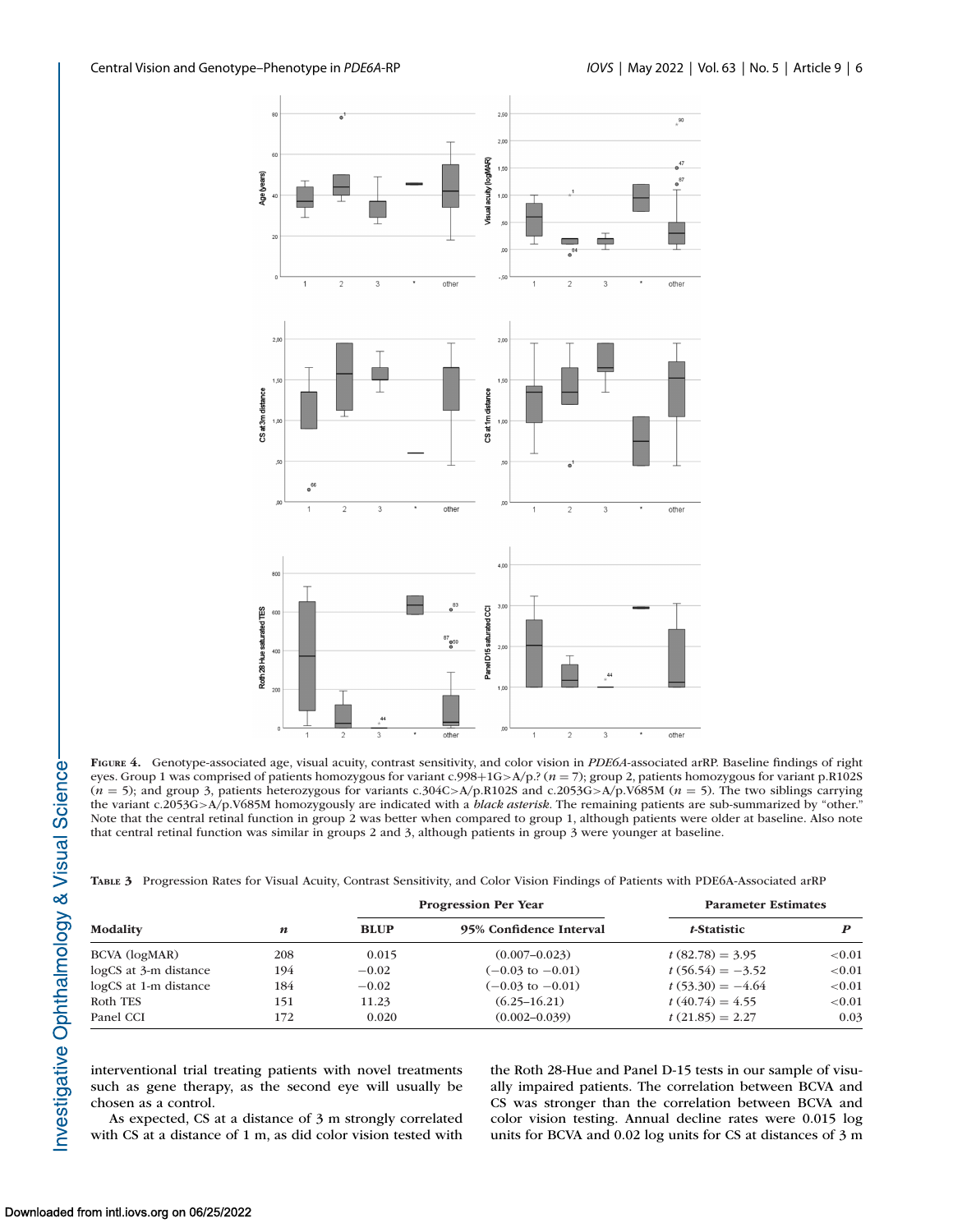**Figure 4.** Genotype-associated age, visual acuity, contrast sensitivity, and color vision in *PDE6A*-associated arRP. Baseline findings of right eyes. Group 1 was comprised of patients homozygous for variant c.998+1G>A/p.? ($n = 7$); group 2, patients homozygous for variant p.R102S ($n = 5$); and group 3, patients heterozygous for variants c.304C>A/p.R102S and c.2053G>A/p.V685M ($n = 5$). The two siblings carrying the variant c.2053G>A/p.V685M homozygously are indicated with a *black asterisk*. The remaining patients are sub-summarized by "other." Note that the central retinal function in group 2 was better when compared to group 1, although patients were older at baseline. Also note that central retinal function was similar in groups 2 and 3, although patients in group 3 were younger at baseline.

**Table 3** Progression Rates for Visual Acuity, Contrast Sensitivity, and Color Vision Findings of Patients with PDE6A-Associated arRP

| Modality | *n* | Progression Per Year | | Parameter Estimates | |
|---|---|---|---|---|---|
| | | BLUP | 95% Confidence Interval | *t*-Statistic | *P* |
| BCVA (logMAR) | 208 | 0.015 | (0.007–0.023) | $t\,(82.78) = 3.95$ | <0.01 |
| logCS at 3-m distance | 194 | −0.02 | (−0.03 to −0.01) | $t\,(56.54) = -3.52$ | <0.01 |
| logCS at 1-m distance | 184 | −0.02 | (−0.03 to −0.01) | $t\,(53.30) = -4.64$ | <0.01 |
| Roth TES | 151 | 11.23 | (6.25–16.21) | $t\,(40.74) = 4.55$ | <0.01 |
| Panel CCI | 172 | 0.020 | (0.002–0.039) | $t\,(21.85) = 2.27$ | 0.03 |

interventional trial treating patients with novel treatments such as gene therapy, as the second eye will usually be chosen as a control.

As expected, CS at a distance of 3 m strongly correlated with CS at a distance of 1 m, as did color vision tested with the Roth 28-Hue and Panel D-15 tests in our sample of visually impaired patients. The correlation between BCVA and CS was stronger than the correlation between BCVA and color vision testing. Annual decline rates were 0.015 log units for BCVA and 0.02 log units for CS at distances of 3 m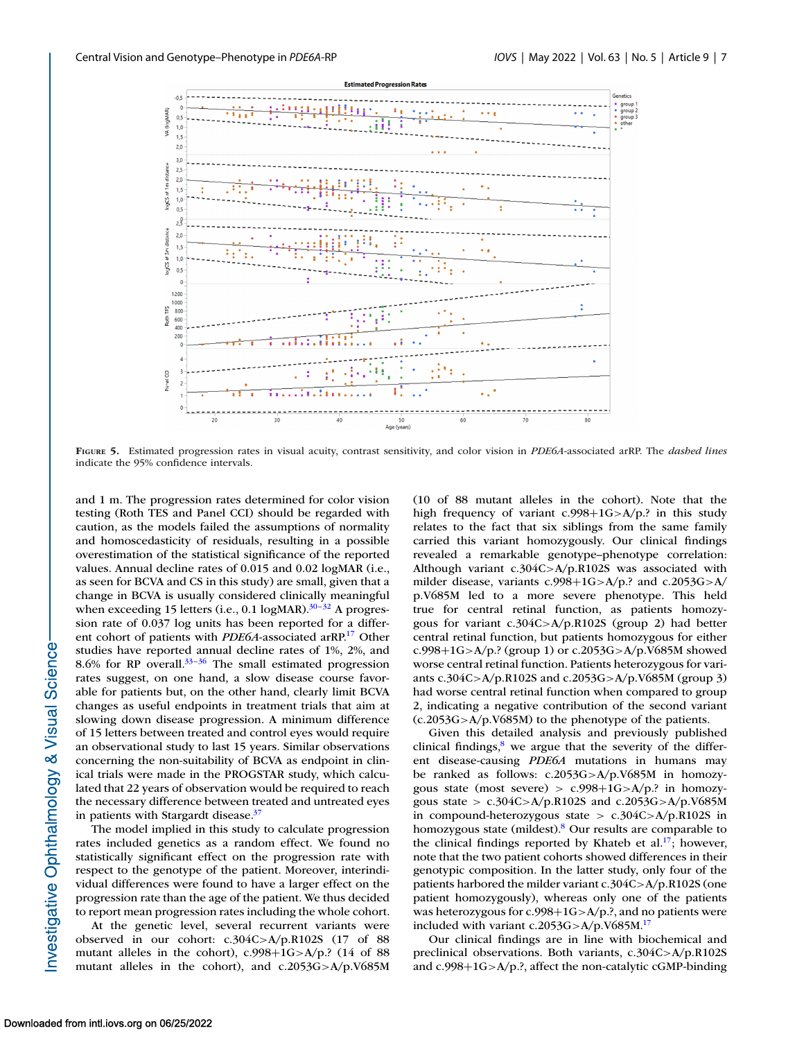**Figure 5.** Estimated progression rates in visual acuity, contrast sensitivity, and color vision in *PDE6A*-associated arRP. The *dashed lines* indicate the 95% confidence intervals.

and 1 m. The progression rates determined for color vision testing (Roth TES and Panel CCI) should be regarded with caution, as the models failed the assumptions of normality and homoscedasticity of residuals, resulting in a possible overestimation of the statistical significance of the reported values. Annual decline rates of 0.015 and 0.02 logMAR (i.e., as seen for BCVA and CS in this study) are small, given that a change in BCVA is usually considered clinically meaningful when exceeding 15 letters (i.e., 0.1 logMAR).[30–32] A progression rate of 0.037 log units has been reported for a different cohort of patients with *PDE6A*-associated arRP.[17] Other studies have reported annual decline rates of 1%, 2%, and 8.6% for RP overall.[33–36] The small estimated progression rates suggest, on one hand, a slow disease course favorable for patients but, on the other hand, clearly limit BCVA changes as useful endpoints in treatment trials that aim at slowing down disease progression. A minimum difference of 15 letters between treated and control eyes would require an observational study to last 15 years. Similar observations concerning the non-suitability of BCVA as endpoint in clinical trials were made in the PROGSTAR study, which calculated that 22 years of observation would be required to reach the necessary difference between treated and untreated eyes in patients with Stargardt disease.[37]

The model implied in this study to calculate progression rates included genetics as a random effect. We found no statistically significant effect on the progression rate with respect to the genotype of the patient. Moreover, interindividual differences were found to have a larger effect on the progression rate than the age of the patient. We thus decided to report mean progression rates including the whole cohort.

At the genetic level, several recurrent variants were observed in our cohort: c.304C>A/p.R102S (17 of 88 mutant alleles in the cohort), c.998+1G>A/p.? (14 of 88 mutant alleles in the cohort), and c.2053G>A/p.V685M (10 of 88 mutant alleles in the cohort). Note that the high frequency of variant c.998+1G>A/p.? in this study relates to the fact that six siblings from the same family carried this variant homozygously. Our clinical findings revealed a remarkable genotype–phenotype correlation: Although variant c.304C>A/p.R102S was associated with milder disease, variants c.998+1G>A/p.? and c.2053G>A/p.V685M led to a more severe phenotype. This held true for central retinal function, as patients homozygous for variant c.304C>A/p.R102S (group 2) had better central retinal function, but patients homozygous for either c.998+1G>A/p.? (group 1) or c.2053G>A/p.V685M showed worse central retinal function. Patients heterozygous for variants c.304C>A/p.R102S and c.2053G>A/p.V685M (group 3) had worse central retinal function when compared to group 2, indicating a negative contribution of the second variant (c.2053G>A/p.V685M) to the phenotype of the patients.

Given this detailed analysis and previously published clinical findings,[8] we argue that the severity of the different disease-causing *PDE6A* mutations in humans may be ranked as follows: c.2053G>A/p.V685M in homozygous state (most severe) > c.998+1G>A/p.? in homozygous state > c.304C>A/p.R102S and c.2053G>A/p.V685M in compound-heterozygous state > c.304C>A/p.R102S in homozygous state (mildest).[8] Our results are comparable to the clinical findings reported by Khateb et al.[17]; however, note that the two patient cohorts showed differences in their genotypic composition. In the latter study, only four of the patients harbored the milder variant c.304C>A/p.R102S (one patient homozygously), whereas only one of the patients was heterozygous for c.998+1G>A/p.?, and no patients were included with variant c.2053G>A/p.V685M.[17]

Our clinical findings are in line with biochemical and preclinical observations. Both variants, c.304C>A/p.R102S and c.998+1G>A/p.?, affect the non-catalytic cGMP-binding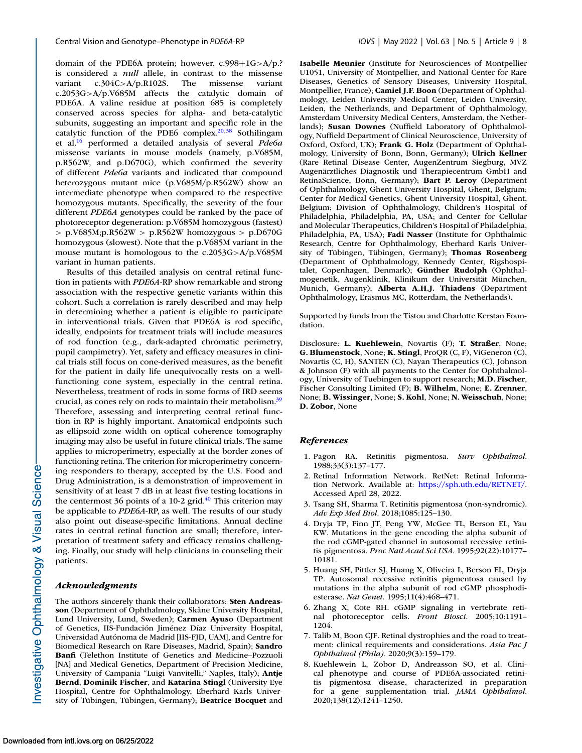domain of the PDE6A protein; however, c.998+1G>A/p.? is considered a *null* allele, in contrast to the missense variant c.304C>A/p.R102S. The missense variant c.2053G>A/p.V685M affects the catalytic domain of PDE6A. A valine residue at position 685 is completely conserved across species for alpha- and beta-catalytic subunits, suggesting an important and specific role in the catalytic function of the PDE6 complex.[20,38] Sothilingam et al.[16] performed a detailed analysis of several *Pde6a* missense variants in mouse models (namely, p.V685M, p.R562W, and p.D670G), which confirmed the severity of different *Pde6a* variants and indicated that compound heterozygous mutant mice (p.V685M/p.R562W) show an intermediate phenotype when compared to the respective homozygous mutants. Specifically, the severity of the four different *PDE6A* genotypes could be ranked by the pace of photoreceptor degeneration: p.V685M homozygous (fastest) > p.V685M;p.R562W > p.R562W homozygous > p.D670G homozygous (slowest). Note that the p.V685M variant in the mouse mutant is homologous to the c.2053G>A/p.V685M variant in human patients.

Results of this detailed analysis on central retinal function in patients with *PDE6A*-RP show remarkable and strong association with the respective genetic variants within this cohort. Such a correlation is rarely described and may help in determining whether a patient is eligible to participate in interventional trials. Given that PDE6A is rod specific, ideally, endpoints for treatment trials will include measures of rod function (e.g., dark-adapted chromatic perimetry, pupil campimetry). Yet, safety and efficacy measures in clinical trials still focus on cone-derived measures, as the benefit for the patient in daily life unequivocally rests on a well-functioning cone system, especially in the central retina. Nevertheless, treatment of rods in some forms of IRD seems crucial, as cones rely on rods to maintain their metabolism.[39] Therefore, assessing and interpreting central retinal function in RP is highly important. Anatomical endpoints such as ellipsoid zone width on optical coherence tomography imaging may also be useful in future clinical trials. The same applies to microperimetry, especially at the border zones of functioning retina. The criterion for microperimetry concerning responders to therapy, accepted by the U.S. Food and Drug Administration, is a demonstration of improvement in sensitivity of at least 7 dB in at least five testing locations in the centermost 36 points of a 10-2 grid.[40] This criterion may be applicable to *PDE6A*-RP, as well. The results of our study also point out disease-specific limitations. Annual decline rates in central retinal function are small; therefore, interpretation of treatment safety and efficacy remains challenging. Finally, our study will help clinicians in counseling their patients.

## *Acknowledgments*

The authors sincerely thank their collaborators: **Sten Andreasson** (Department of Ophthalmology, Skåne University Hospital, Lund University, Lund, Sweden); **Carmen Ayuso** (Department of Genetics, IIS-Fundación Jiménez Díaz University Hospital, Universidad Autónoma de Madrid [IIS-FJD, UAM], and Centre for Biomedical Research on Rare Diseases, Madrid, Spain); **Sandro Banfi** (Telethon Institute of Genetics and Medicine–Pozzuoli [NA] and Medical Genetics, Department of Precision Medicine, University of Campania "Luigi Vanvitelli," Naples, Italy); **Antje Bernd**, **Dominik Fischer**, and **Katarina Stingl** (University Eye Hospital, Centre for Ophthalmology, Eberhard Karls University of Tübingen, Tübingen, Germany); **Beatrice Bocquet** and **Isabelle Meunier** (Institute for Neurosciences of Montpellier U1051, University of Montpellier, and National Center for Rare Diseases, Genetics of Sensory Diseases, University Hospital, Montpellier, France); **Camiel J.F. Boon** (Department of Ophthalmology, Leiden University Medical Center, Leiden University, Leiden, the Netherlands, and Department of Ophthalmology, Amsterdam University Medical Centers, Amsterdam, the Netherlands); **Susan Downes** (Nuffield Laboratory of Ophthalmology, Nuffield Department of Clinical Neuroscience, University of Oxford, Oxford, UK); **Frank G. Holz** (Department of Ophthalmology, University of Bonn, Bonn, Germany); **Ulrich Kellner** (Rare Retinal Disease Center, AugenZentrum Siegburg, MVZ Augenärztliches Diagnostik und Therapiecentrum GmbH and RetinaScience, Bonn, Germany); **Bart P. Leroy** (Department of Ophthalmology, Ghent University Hospital, Ghent, Belgium; Center for Medical Genetics, Ghent University Hospital, Ghent, Belgium; Division of Ophthalmology, Children's Hospital of Philadelphia, Philadelphia, PA, USA; and Center for Cellular and Molecular Therapeutics, Children's Hospital of Philadelphia, Philadelphia, PA, USA); **Fadi Nasser** (Institute for Ophthalmic Research, Centre for Ophthalmology, Eberhard Karls University of Tübingen, Tübingen, Germany); **Thomas Rosenberg** (Department of Ophthalmology, Kennedy Center, Rigshospitalet, Copenhagen, Denmark); **Günther Rudolph** (Ophthalmogenetik, Augenklinik, Klinikum der Universität München, Munich, Germany); **Alberta A.H.J. Thiadens** (Department Ophthalmology, Erasmus MC, Rotterdam, the Netherlands).

Supported by funds from the Tistou and Charlotte Kerstan Foundation.

Disclosure: **L. Kuehlewein**, Novartis (F); **T. Straßer**, None; **G. Blumenstock**, None; **K. Stingl**, ProQR (C, F), ViGeneron (C), Novartis (C, H), SANTEN (C), Nayan Therapeutics (C), Johnson & Johnson (F) with all payments to the Center for Ophthalmology, University of Tuebingen to support research; **M.D. Fischer**, Fischer Consulting Limited (F); **B. Wilhelm**, None; **E. Zrenner**, None; **B. Wissinger**, None; **S. Kohl**, None; **N. Weisschuh**, None; **D. Zobor**, None

## *References*

1. Pagon RA. Retinitis pigmentosa. *Surv Ophthalmol*. 1988;33(3):137–177.
2. Retinal Information Network. RetNet: Retinal Information Network. Available at: https://sph.uth.edu/RETNET/. Accessed April 28, 2022.
3. Tsang SH, Sharma T. Retinitis pigmentosa (non-syndromic). *Adv Exp Med Biol*. 2018;1085:125–130.
4. Dryja TP, Finn JT, Peng YW, McGee TL, Berson EL, Yau KW. Mutations in the gene encoding the alpha subunit of the rod cGMP-gated channel in autosomal recessive retinitis pigmentosa. *Proc Natl Acad Sci USA*. 1995;92(22):10177–10181.
5. Huang SH, Pittler SJ, Huang X, Oliveira L, Berson EL, Dryja TP. Autosomal recessive retinitis pigmentosa caused by mutations in the alpha subunit of rod cGMP phosphodiesterase. *Nat Genet*. 1995;11(4):468–471.
6. Zhang X, Cote RH. cGMP signaling in vertebrate retinal photoreceptor cells. *Front Biosci*. 2005;10:1191–1204.
7. Talib M, Boon CJF. Retinal dystrophies and the road to treatment: clinical requirements and considerations. *Asia Pac J Ophthalmol (Phila)*. 2020;9(3):159–179.
8. Kuehlewein L, Zobor D, Andreasson SO, et al. Clinical phenotype and course of PDE6A-associated retinitis pigmentosa disease, characterized in preparation for a gene supplementation trial. *JAMA Ophthalmol*. 2020;138(12):1241–1250.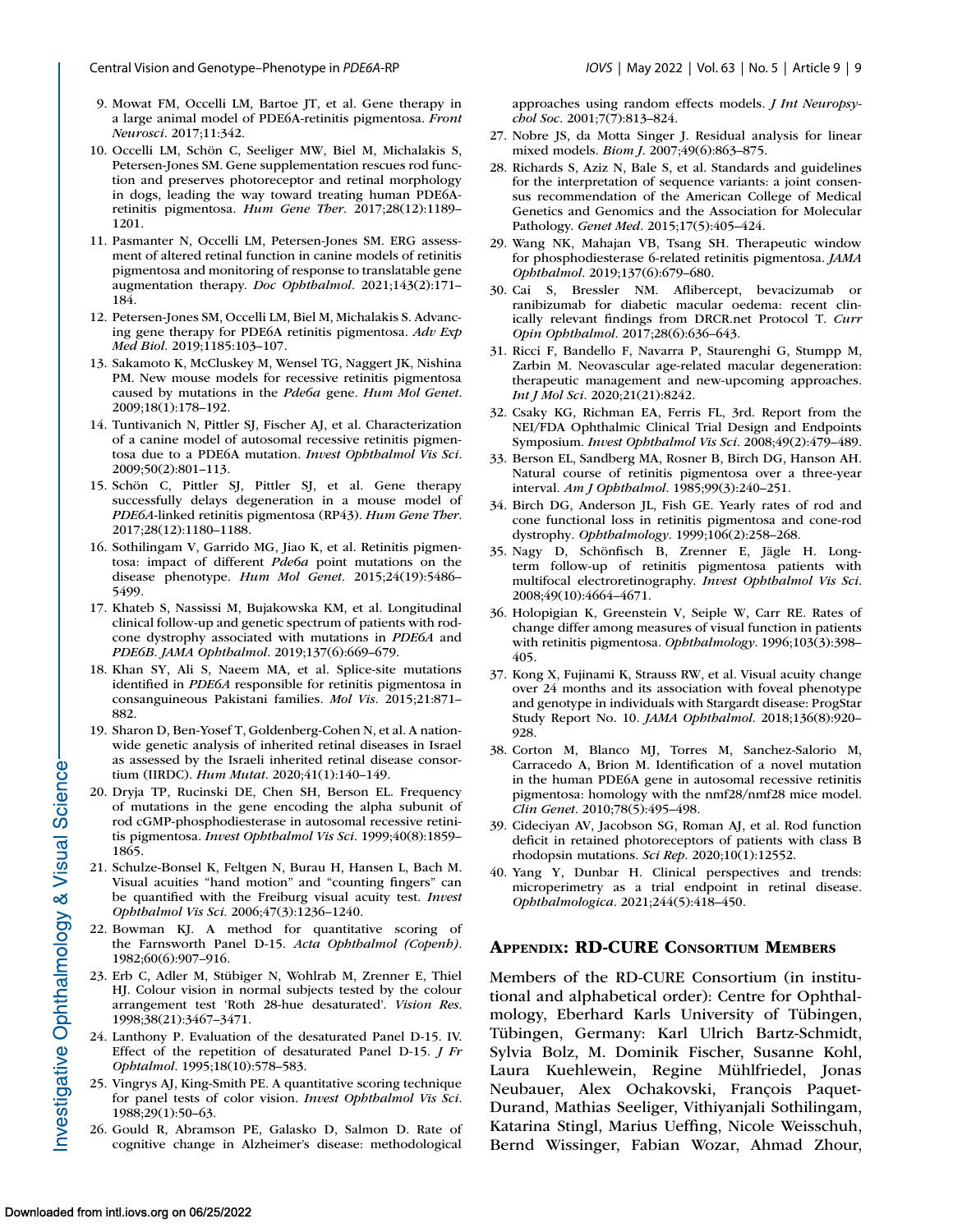9. Mowat FM, Occelli LM, Bartoe JT, et al. Gene therapy in a large animal model of PDE6A-retinitis pigmentosa. *Front Neurosci*. 2017;11:342.
10. Occelli LM, Schön C, Seeliger MW, Biel M, Michalakis S, Petersen-Jones SM. Gene supplementation rescues rod function and preserves photoreceptor and retinal morphology in dogs, leading the way toward treating human PDE6A-retinitis pigmentosa. *Hum Gene Ther*. 2017;28(12):1189–1201.
11. Pasmanter N, Occelli LM, Petersen-Jones SM. ERG assessment of altered retinal function in canine models of retinitis pigmentosa and monitoring of response to translatable gene augmentation therapy. *Doc Ophthalmol*. 2021;143(2):171–184.
12. Petersen-Jones SM, Occelli LM, Biel M, Michalakis S. Advancing gene therapy for PDE6A retinitis pigmentosa. *Adv Exp Med Biol*. 2019;1185:103–107.
13. Sakamoto K, McCluskey M, Wensel TG, Naggert JK, Nishina PM. New mouse models for recessive retinitis pigmentosa caused by mutations in the *Pde6a* gene. *Hum Mol Genet*. 2009;18(1):178–192.
14. Tuntivanich N, Pittler SJ, Fischer AJ, et al. Characterization of a canine model of autosomal recessive retinitis pigmentosa due to a PDE6A mutation. *Invest Ophthalmol Vis Sci*. 2009;50(2):801–113.
15. Schön C, Pittler SJ, Pittler SJ, et al. Gene therapy successfully delays degeneration in a mouse model of *PDE6A*-linked retinitis pigmentosa (RP43). *Hum Gene Ther*. 2017;28(12):1180–1188.
16. Sothilingam V, Garrido MG, Jiao K, et al. Retinitis pigmentosa: impact of different *Pde6a* point mutations on the disease phenotype. *Hum Mol Genet*. 2015;24(19):5486–5499.
17. Khateb S, Nassissi M, Bujakowska KM, et al. Longitudinal clinical follow-up and genetic spectrum of patients with rod-cone dystrophy associated with mutations in *PDE6A* and *PDE6B*. *JAMA Ophthalmol*. 2019;137(6):669–679.
18. Khan SY, Ali S, Naeem MA, et al. Splice-site mutations identified in *PDE6A* responsible for retinitis pigmentosa in consanguineous Pakistani families. *Mol Vis*. 2015;21:871–882.
19. Sharon D, Ben-Yosef T, Goldenberg-Cohen N, et al. A nationwide genetic analysis of inherited retinal diseases in Israel as assessed by the Israeli inherited retinal disease consortium (IIRDC). *Hum Mutat*. 2020;41(1):140–149.
20. Dryja TP, Rucinski DE, Chen SH, Berson EL. Frequency of mutations in the gene encoding the alpha subunit of rod cGMP-phosphodiesterase in autosomal recessive retinitis pigmentosa. *Invest Ophthalmol Vis Sci*. 1999;40(8):1859–1865.
21. Schulze-Bonsel K, Feltgen N, Burau H, Hansen L, Bach M. Visual acuities "hand motion" and "counting fingers" can be quantified with the Freiburg visual acuity test. *Invest Ophthalmol Vis Sci*. 2006;47(3):1236–1240.
22. Bowman KJ. A method for quantitative scoring of the Farnsworth Panel D-15. *Acta Ophthalmol (Copenh)*. 1982;60(6):907–916.
23. Erb C, Adler M, Stübiger N, Wohlrab M, Zrenner E, Thiel HJ. Colour vision in normal subjects tested by the colour arrangement test 'Roth 28-hue desaturated'. *Vision Res*. 1998;38(21):3467–3471.
24. Lanthony P. Evaluation of the desaturated Panel D-15. IV. Effect of the repetition of desaturated Panel D-15. *J Fr Ophtalmol*. 1995;18(10):578–583.
25. Vingrys AJ, King-Smith PE. A quantitative scoring technique for panel tests of color vision. *Invest Ophthalmol Vis Sci*. 1988;29(1):50–63.
26. Gould R, Abramson PE, Galasko D, Salmon D. Rate of cognitive change in Alzheimer's disease: methodological approaches using random effects models. *J Int Neuropsychol Soc*. 2001;7(7):813–824.
27. Nobre JS, da Motta Singer J. Residual analysis for linear mixed models. *Biom J*. 2007;49(6):863–875.
28. Richards S, Aziz N, Bale S, et al. Standards and guidelines for the interpretation of sequence variants: a joint consensus recommendation of the American College of Medical Genetics and Genomics and the Association for Molecular Pathology. *Genet Med*. 2015;17(5):405–424.
29. Wang NK, Mahajan VB, Tsang SH. Therapeutic window for phosphodiesterase 6-related retinitis pigmentosa. *JAMA Ophthalmol*. 2019;137(6):679–680.
30. Cai S, Bressler NM. Aflibercept, bevacizumab or ranibizumab for diabetic macular oedema: recent clinically relevant findings from DRCR.net Protocol T. *Curr Opin Ophthalmol*. 2017;28(6):636–643.
31. Ricci F, Bandello F, Navarra P, Staurenghi G, Stumpp M, Zarbin M. Neovascular age-related macular degeneration: therapeutic management and new-upcoming approaches. *Int J Mol Sci*. 2020;21(21):8242.
32. Csaky KG, Richman EA, Ferris FL, 3rd. Report from the NEI/FDA Ophthalmic Clinical Trial Design and Endpoints Symposium. *Invest Ophthalmol Vis Sci*. 2008;49(2):479–489.
33. Berson EL, Sandberg MA, Rosner B, Birch DG, Hanson AH. Natural course of retinitis pigmentosa over a three-year interval. *Am J Ophthalmol*. 1985;99(3):240–251.
34. Birch DG, Anderson JL, Fish GE. Yearly rates of rod and cone functional loss in retinitis pigmentosa and cone-rod dystrophy. *Ophthalmology*. 1999;106(2):258–268.
35. Nagy D, Schönfisch B, Zrenner E, Jägle H. Long-term follow-up of retinitis pigmentosa patients with multifocal electroretinography. *Invest Ophthalmol Vis Sci*. 2008;49(10):4664–4671.
36. Holopigian K, Greenstein V, Seiple W, Carr RE. Rates of change differ among measures of visual function in patients with retinitis pigmentosa. *Ophthalmology*. 1996;103(3):398–405.
37. Kong X, Fujinami K, Strauss RW, et al. Visual acuity change over 24 months and its association with foveal phenotype and genotype in individuals with Stargardt disease: ProgStar Study Report No. 10. *JAMA Ophthalmol*. 2018;136(8):920–928.
38. Corton M, Blanco MJ, Torres M, Sanchez-Salorio M, Carracedo A, Brion M. Identification of a novel mutation in the human PDE6A gene in autosomal recessive retinitis pigmentosa: homology with the nmf28/nmf28 mice model. *Clin Genet*. 2010;78(5):495–498.
39. Cideciyan AV, Jacobson SG, Roman AJ, et al. Rod function deficit in retained photoreceptors of patients with class B rhodopsin mutations. *Sci Rep*. 2020;10(1):12552.
40. Yang Y, Dunbar H. Clinical perspectives and trends: microperimetry as a trial endpoint in retinal disease. *Ophthalmologica*. 2021;244(5):418–450.

## Appendix: RD-CURE Consortium Members

Members of the RD-CURE Consortium (in institutional and alphabetical order): Centre for Ophthalmology, Eberhard Karls University of Tübingen, Tübingen, Germany: Karl Ulrich Bartz-Schmidt, Sylvia Bolz, M. Dominik Fischer, Susanne Kohl, Laura Kuehlewein, Regine Mühlfriedel, Jonas Neubauer, Alex Ochakovski, François Paquet-Durand, Mathias Seeliger, Vithiyanjali Sothilingam, Katarina Stingl, Marius Ueffing, Nicole Weisschuh, Bernd Wissinger, Fabian Wozar, Ahmad Zhour,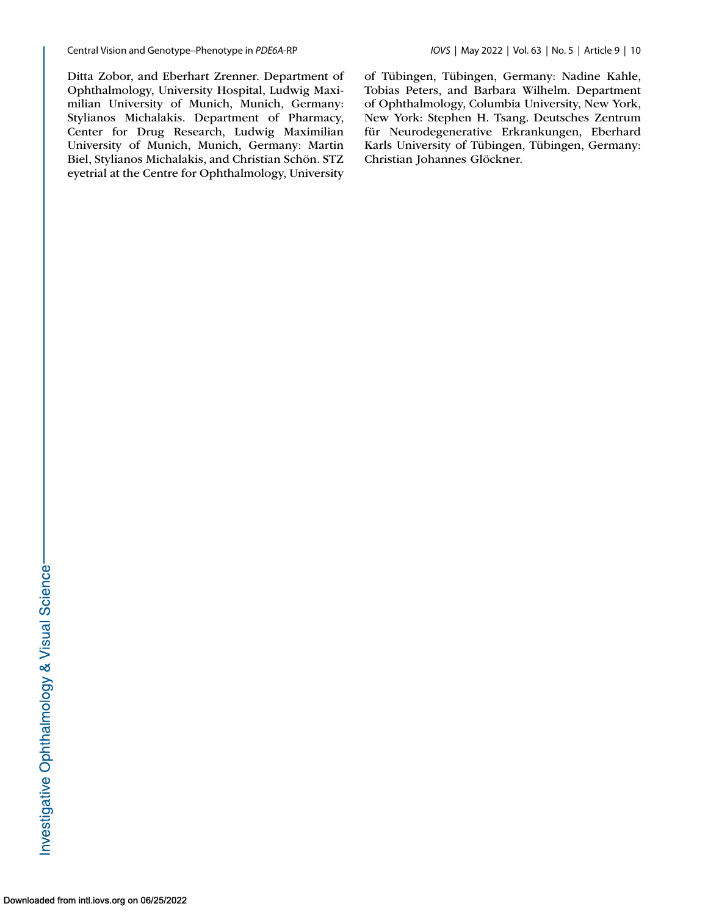Ditta Zobor, and Eberhart Zrenner. Department of Ophthalmology, University Hospital, Ludwig Maximilian University of Munich, Munich, Germany: Stylianos Michalakis. Department of Pharmacy, Center for Drug Research, Ludwig Maximilian University of Munich, Munich, Germany: Martin Biel, Stylianos Michalakis, and Christian Schön. STZ eyetrial at the Centre for Ophthalmology, University of Tübingen, Tübingen, Germany: Nadine Kahle, Tobias Peters, and Barbara Wilhelm. Department of Ophthalmology, Columbia University, New York, New York: Stephen H. Tsang. Deutsches Zentrum für Neurodegenerative Erkrankungen, Eberhard Karls University of Tübingen, Tübingen, Germany: Christian Johannes Glöckner.